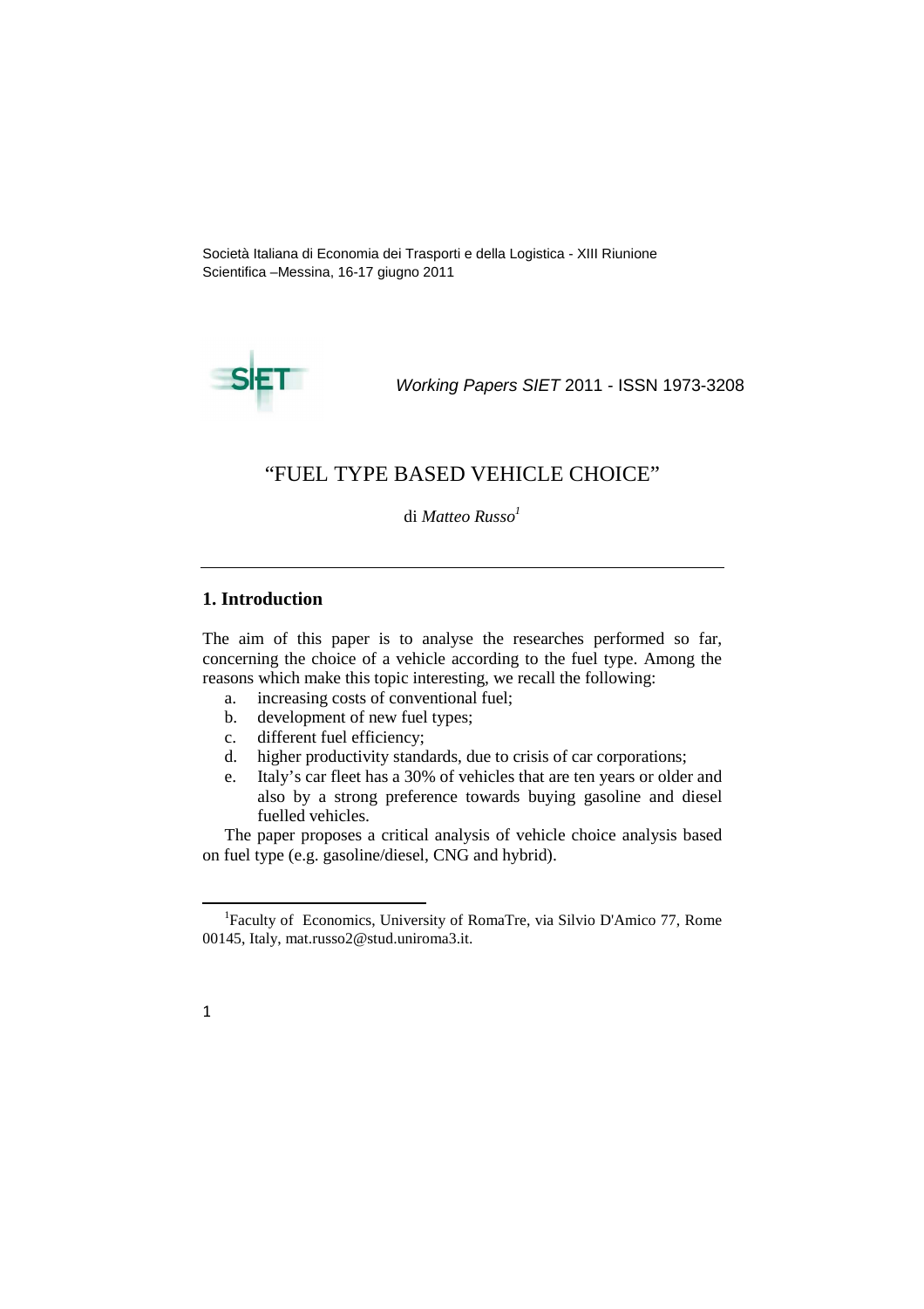Società Italiana di Economia dei Trasporti e della Logistica - XIII Riunione Scientifica –Messina, 16-17 giugno 2011

*Working Papers SIET* 2011 - ISSN 1973-3208

# "FUEL TYPE BASED VEHICLE CHOICE"

di *Matteo Russo*[1]

## 1. Introduction

The aim of this paper is to analyse the researches performed so far, concerning the choice of a vehicle according to the fuel type. Among the reasons which make this topic interesting, we recall the following:

a. increasing costs of conventional fuel;
b. development of new fuel types;
c. different fuel efficiency;
d. higher productivity standards, due to crisis of car corporations;
e. Italy's car fleet has a 30% of vehicles that are ten years or older and also by a strong preference towards buying gasoline and diesel fuelled vehicles.

The paper proposes a critical analysis of vehicle choice analysis based on fuel type (e.g. gasoline/diesel, CNG and hybrid).

[1] Faculty of Economics, University of RomaTre, via Silvio D'Amico 77, Rome 00145, Italy, mat.russo2@stud.uniroma3.it.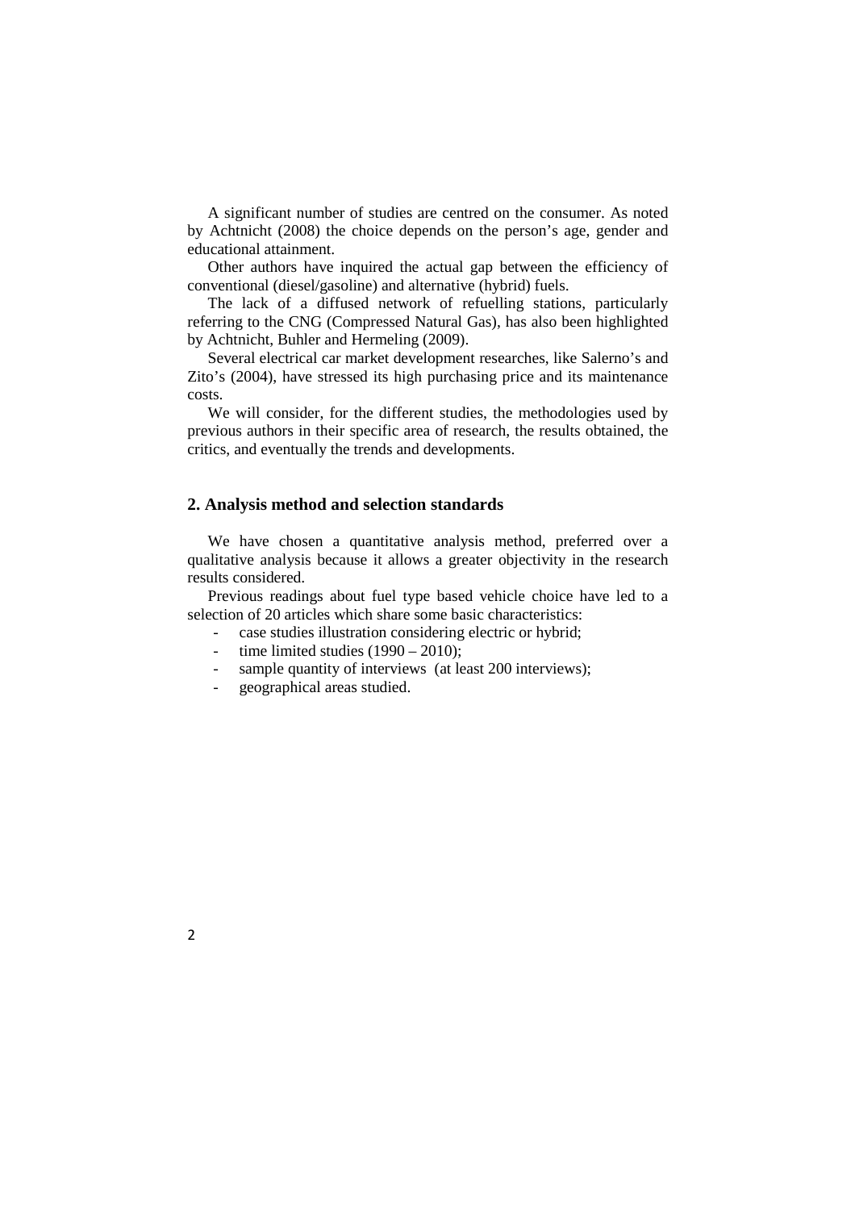A significant number of studies are centred on the consumer. As noted by Achtnicht (2008) the choice depends on the person's age, gender and educational attainment.

Other authors have inquired the actual gap between the efficiency of conventional (diesel/gasoline) and alternative (hybrid) fuels.

The lack of a diffused network of refuelling stations, particularly referring to the CNG (Compressed Natural Gas), has also been highlighted by Achtnicht, Buhler and Hermeling (2009).

Several electrical car market development researches, like Salerno's and Zito's (2004), have stressed its high purchasing price and its maintenance costs.

We will consider, for the different studies, the methodologies used by previous authors in their specific area of research, the results obtained, the critics, and eventually the trends and developments.

## 2. Analysis method and selection standards

We have chosen a quantitative analysis method, preferred over a qualitative analysis because it allows a greater objectivity in the research results considered.

Previous readings about fuel type based vehicle choice have led to a selection of 20 articles which share some basic characteristics:

- case studies illustration considering electric or hybrid;
- time limited studies (1990 – 2010);
- sample quantity of interviews (at least 200 interviews);
- geographical areas studied.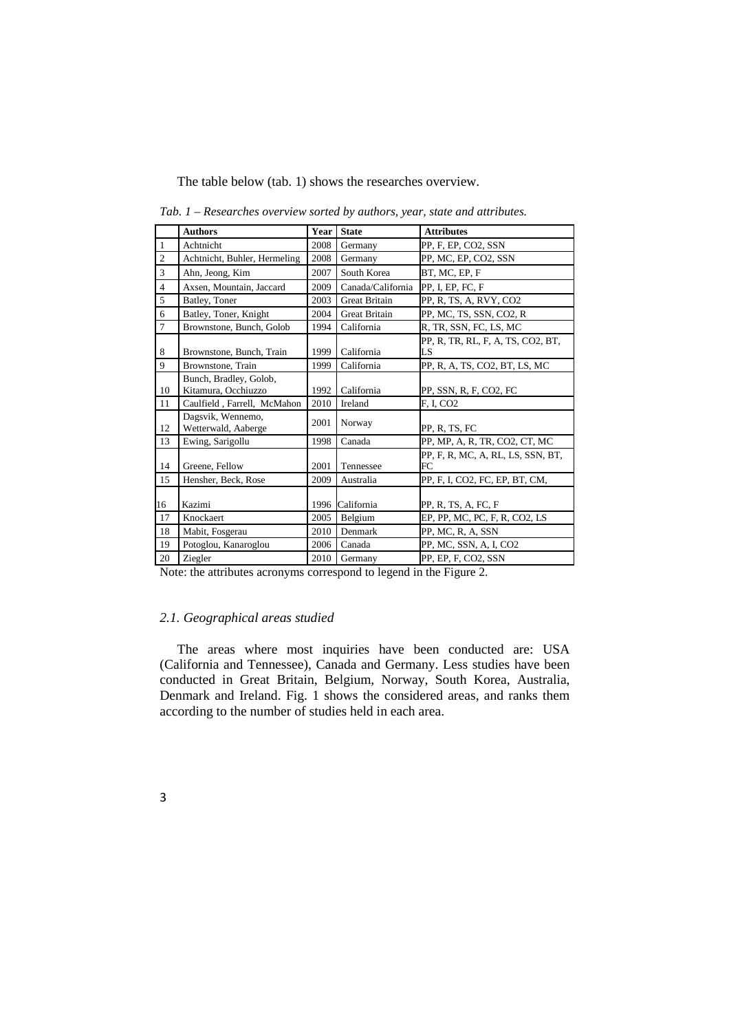The table below (tab. 1) shows the researches overview.

*Tab. 1 – Researches overview sorted by authors, year, state and attributes.*

| | Authors | Year | State | Attributes |
|---|---|---|---|---|
| 1 | Achtnicht | 2008 | Germany | PP, F, EP, CO2, SSN |
| 2 | Achtnicht, Buhler, Hermeling | 2008 | Germany | PP, MC, EP, CO2, SSN |
| 3 | Ahn, Jeong, Kim | 2007 | South Korea | BT, MC, EP, F |
| 4 | Axsen, Mountain, Jaccard | 2009 | Canada/California | PP, I, EP, FC, F |
| 5 | Batley, Toner | 2003 | Great Britain | PP, R, TS, A, RVY, CO2 |
| 6 | Batley, Toner, Knight | 2004 | Great Britain | PP, MC, TS, SSN, CO2, R |
| 7 | Brownstone, Bunch, Golob | 1994 | California | R, TR, SSN, FC, LS, MC |
| 8 | Brownstone, Bunch, Train | 1999 | California | PP, R, TR, RL, F, A, TS, CO2, BT, LS |
| 9 | Brownstone, Train | 1999 | California | PP, R, A, TS, CO2, BT, LS, MC |
| 10 | Bunch, Bradley, Golob, Kitamura, Occhiuzzo | 1992 | California | PP, SSN, R, F, CO2, FC |
| 11 | Caulfield , Farrell, McMahon | 2010 | Ireland | F, I, CO2 |
| 12 | Dagsvik, Wennemo, Wetterwald, Aaberge | 2001 | Norway | PP, R, TS, FC |
| 13 | Ewing, Sarigollu | 1998 | Canada | PP, MP, A, R, TR, CO2, CT, MC |
| 14 | Greene, Fellow | 2001 | Tennessee | PP, F, R, MC, A, RL, LS, SSN, BT, FC |
| 15 | Hensher, Beck, Rose | 2009 | Australia | PP, F, I, CO2, FC, EP, BT, CM, |
| 16 | Kazimi | 1996 | California | PP, R, TS, A, FC, F |
| 17 | Knockaert | 2005 | Belgium | EP, PP, MC, PC, F, R, CO2, LS |
| 18 | Mabit, Fosgerau | 2010 | Denmark | PP, MC, R, A, SSN |
| 19 | Potoglou, Kanaroglou | 2006 | Canada | PP, MC, SSN, A, I, CO2 |
| 20 | Ziegler | 2010 | Germany | PP, EP, F, CO2, SSN |

Note: the attributes acronyms correspond to legend in the Figure 2.

### 2.1. Geographical areas studied

The areas where most inquiries have been conducted are: USA (California and Tennessee), Canada and Germany. Less studies have been conducted in Great Britain, Belgium, Norway, South Korea, Australia, Denmark and Ireland. Fig. 1 shows the considered areas, and ranks them according to the number of studies held in each area.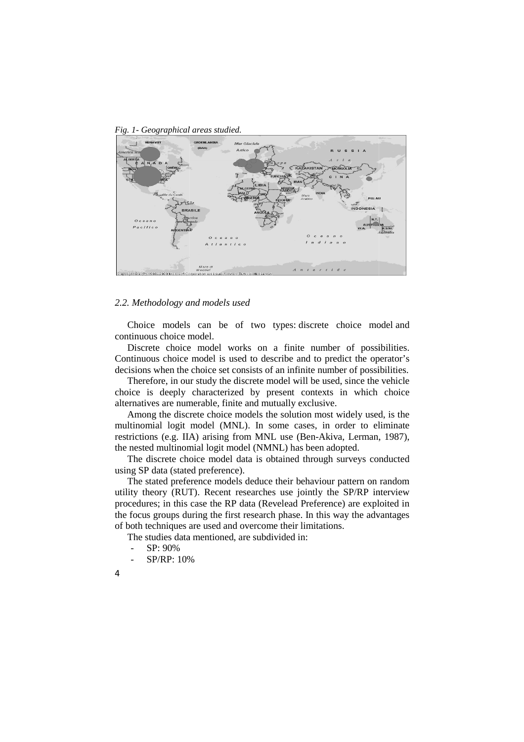*Fig. 1- Geographical areas studied.*

NUNAVUT
GROENLANDIA (DAN)
Mar Glaciale Artico
RUSSIA
Asia
America Sett.
ALBERTA
CANADA
QUÉBEC
KAZAKISTAN
MONGOLIA
TURCHIA
CINA
IRAN
LIBIA
ALGERIA
ARABIA SAUDITA
INDIA
MALI
CIAD
NIGERIA
ETIOPIA
Mare Arabico
PALAU
Golfo del Messico
Mar dei Caraibi
BRASILE
ANGOLA
INDONESIA
America Meridionale
N.T.
AUSTRALIA
W.A.
N.S.W.
Oceano Pacifico
ARGENTINA
Oceano Atlantico
Oceano Indiano
Mare di Weddell
Antartide

## 2.2. Methodology and models used

Choice models can be of two types: discrete choice model and continuous choice model.

Discrete choice model works on a finite number of possibilities. Continuous choice model is used to describe and to predict the operator's decisions when the choice set consists of an infinite number of possibilities.

Therefore, in our study the discrete model will be used, since the vehicle choice is deeply characterized by present contexts in which choice alternatives are numerable, finite and mutually exclusive.

Among the discrete choice models the solution most widely used, is the multinomial logit model (MNL). In some cases, in order to eliminate restrictions (e.g. IIA) arising from MNL use (Ben-Akiva, Lerman, 1987), the nested multinomial logit model (NMNL) has been adopted.

The discrete choice model data is obtained through surveys conducted using SP data (stated preference).

The stated preference models deduce their behaviour pattern on random utility theory (RUT). Recent researches use jointly the SP/RP interview procedures; in this case the RP data (Revelead Preference) are exploited in the focus groups during the first research phase. In this way the advantages of both techniques are used and overcome their limitations.

The studies data mentioned, are subdivided in:

- SP: 90%
- SP/RP: 10%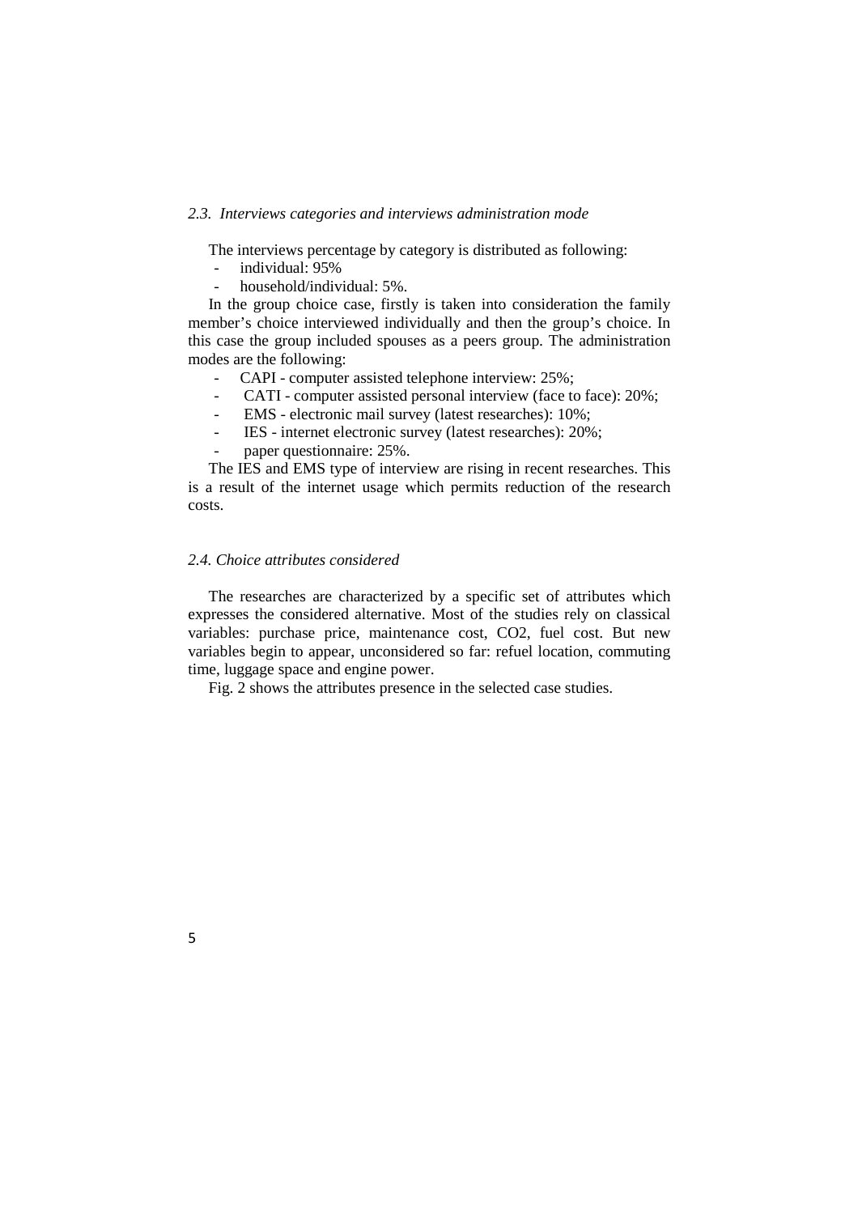### *2.3. Interviews categories and interviews administration mode*

The interviews percentage by category is distributed as following:

- individual: 95%
- household/individual: 5%.

In the group choice case, firstly is taken into consideration the family member's choice interviewed individually and then the group's choice. In this case the group included spouses as a peers group. The administration modes are the following:

- CAPI - computer assisted telephone interview: 25%;
- CATI - computer assisted personal interview (face to face): 20%;
- EMS - electronic mail survey (latest researches): 10%;
- IES - internet electronic survey (latest researches): 20%;
- paper questionnaire: 25%.

The IES and EMS type of interview are rising in recent researches. This is a result of the internet usage which permits reduction of the research costs.

### *2.4. Choice attributes considered*

The researches are characterized by a specific set of attributes which expresses the considered alternative. Most of the studies rely on classical variables: purchase price, maintenance cost, CO2, fuel cost. But new variables begin to appear, unconsidered so far: refuel location, commuting time, luggage space and engine power.

Fig. 2 shows the attributes presence in the selected case studies.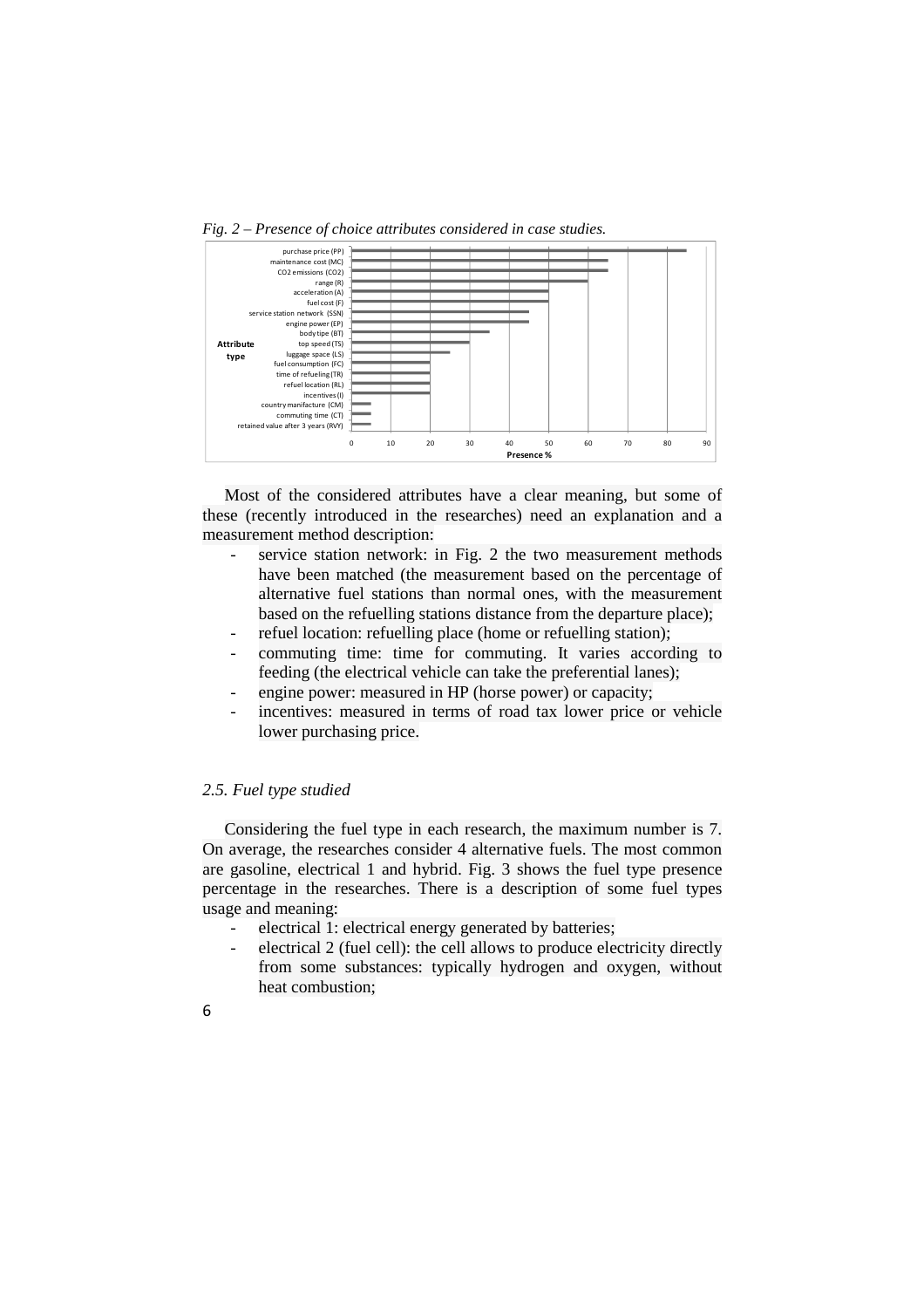*Fig. 2 – Presence of choice attributes considered in case studies.*

Attribute type

purchase price (PP)
maintenance cost (MC)
CO2 emissions (CO2)
range (R)
acceleration (A)
fuel cost (F)
service station network (SSN)
engine power (EP)
body tipe (BT)
top speed (TS)
luggage space (LS)
fuel consumption (FC)
time of refueling (TR)
refuel location (RL)
incentives (I)
country manifacture (CM)
commuting time (CT)
retained value after 3 years (RVY)

0 10 20 30 40 50 60 70 80 90

Presence %

Most of the considered attributes have a clear meaning, but some of these (recently introduced in the researches) need an explanation and a measurement method description:

- service station network: in Fig. 2 the two measurement methods have been matched (the measurement based on the percentage of alternative fuel stations than normal ones, with the measurement based on the refuelling stations distance from the departure place);
- refuel location: refuelling place (home or refuelling station);
- commuting time: time for commuting. It varies according to feeding (the electrical vehicle can take the preferential lanes);
- engine power: measured in HP (horse power) or capacity;
- incentives: measured in terms of road tax lower price or vehicle lower purchasing price.

### *2.5. Fuel type studied*

Considering the fuel type in each research, the maximum number is 7. On average, the researches consider 4 alternative fuels. The most common are gasoline, electrical 1 and hybrid. Fig. 3 shows the fuel type presence percentage in the researches. There is a description of some fuel types usage and meaning:

- electrical 1: electrical energy generated by batteries;
- electrical 2 (fuel cell): the cell allows to produce electricity directly from some substances: typically hydrogen and oxygen, without heat combustion;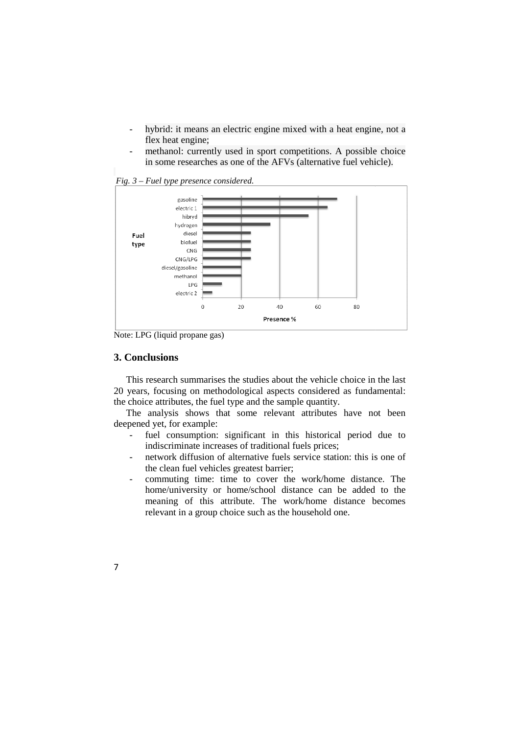- hybrid: it means an electric engine mixed with a heat engine, not a flex heat engine;
- methanol: currently used in sport competitions. A possible choice in some researches as one of the AFVs (alternative fuel vehicle).

*Fig. 3 – Fuel type presence considered.*

Fuel type

gasoline
electric 1
hibryd
hydrogen
diesel
biofuel
CNG
CNG/LPG
diesel/gasoline
methanol
LPG
electric 2

0 20 40 60 80

Presence %

Note: LPG (liquid propane gas)

## 3. Conclusions

This research summarises the studies about the vehicle choice in the last 20 years, focusing on methodological aspects considered as fundamental: the choice attributes, the fuel type and the sample quantity.

The analysis shows that some relevant attributes have not been deepened yet, for example:

- fuel consumption: significant in this historical period due to indiscriminate increases of traditional fuels prices;
- network diffusion of alternative fuels service station: this is one of the clean fuel vehicles greatest barrier;
- commuting time: time to cover the work/home distance. The home/university or home/school distance can be added to the meaning of this attribute. The work/home distance becomes relevant in a group choice such as the household one.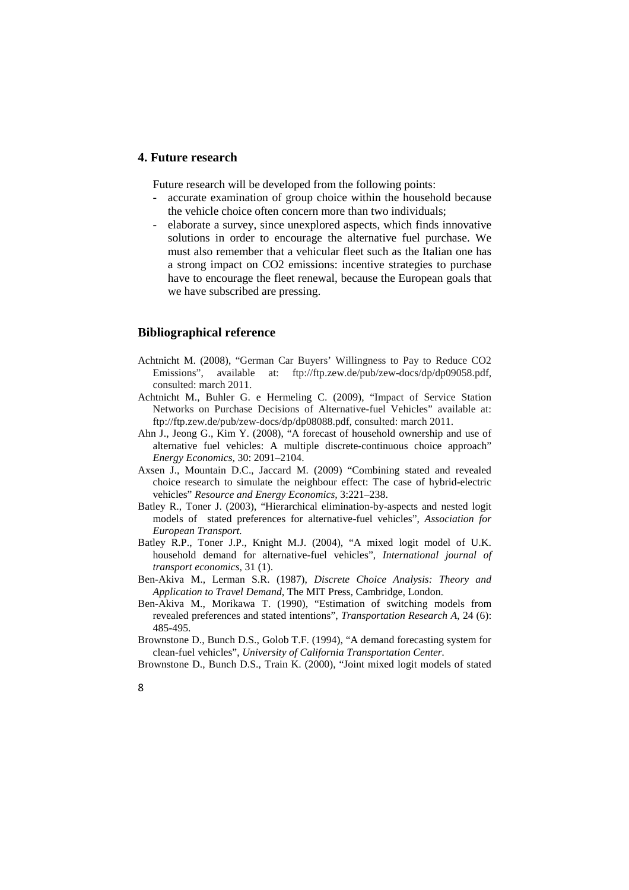## 4. Future research

Future research will be developed from the following points:

- accurate examination of group choice within the household because the vehicle choice often concern more than two individuals;
- elaborate a survey, since unexplored aspects, which finds innovative solutions in order to encourage the alternative fuel purchase. We must also remember that a vehicular fleet such as the Italian one has a strong impact on CO2 emissions: incentive strategies to purchase have to encourage the fleet renewal, because the European goals that we have subscribed are pressing.

## Bibliographical reference

Achtnicht M. (2008), "German Car Buyers' Willingness to Pay to Reduce CO2 Emissions", available at: ftp://ftp.zew.de/pub/zew-docs/dp/dp09058.pdf, consulted: march 2011.

Achtnicht M., Buhler G. e Hermeling C. (2009), "Impact of Service Station Networks on Purchase Decisions of Alternative-fuel Vehicles" available at: ftp://ftp.zew.de/pub/zew-docs/dp/dp08088.pdf, consulted: march 2011.

Ahn J., Jeong G., Kim Y. (2008), "A forecast of household ownership and use of alternative fuel vehicles: A multiple discrete-continuous choice approach" *Energy Economics,* 30: 2091–2104.

Axsen J., Mountain D.C., Jaccard M. (2009) "Combining stated and revealed choice research to simulate the neighbour effect: The case of hybrid-electric vehicles" *Resource and Energy Economics*, 3:221–238.

Batley R., Toner J. (2003), "Hierarchical elimination-by-aspects and nested logit models of stated preferences for alternative-fuel vehicles", *Association for European Transport.*

Batley R.P., Toner J.P., Knight M.J. (2004), "A mixed logit model of U.K. household demand for alternative-fuel vehicles", *International journal of transport economics,* 31 (1).

Ben-Akiva M., Lerman S.R. (1987), *Discrete Choice Analysis: Theory and Application to Travel Demand*, The MIT Press, Cambridge, London.

Ben-Akiva M., Morikawa T. (1990), "Estimation of switching models from revealed preferences and stated intentions", *Transportation Research A*, 24 (6): 485-495.

Brownstone D., Bunch D.S., Golob T.F. (1994), "A demand forecasting system for clean-fuel vehicles", *University of California Transportation Center.*

Brownstone D., Bunch D.S., Train K. (2000), "Joint mixed logit models of stated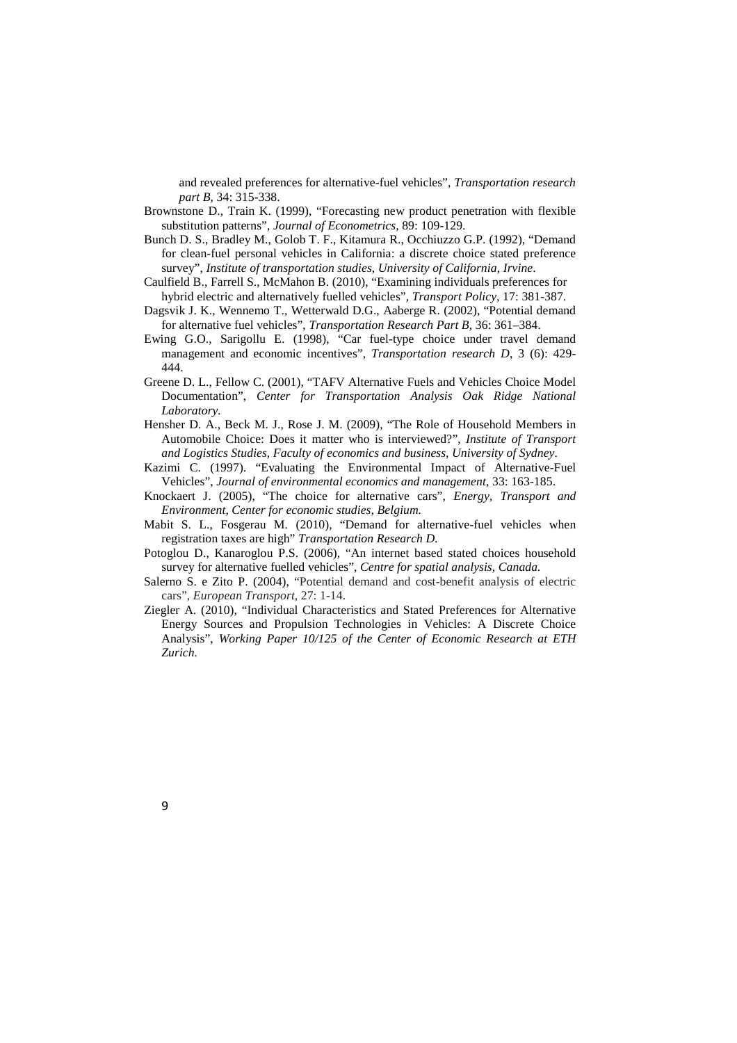and revealed preferences for alternative-fuel vehicles", *Transportation research part B*, 34: 315-338.

Brownstone D., Train K. (1999), "Forecasting new product penetration with flexible substitution patterns", *Journal of Econometrics*, 89: 109-129.

Bunch D. S., Bradley M., Golob T. F., Kitamura R., Occhiuzzo G.P. (1992), "Demand for clean-fuel personal vehicles in California: a discrete choice stated preference survey", *Institute of transportation studies, University of California, Irvine*.

Caulfield B., Farrell S., McMahon B. (2010), "Examining individuals preferences for hybrid electric and alternatively fuelled vehicles", *Transport Policy*, 17: 381-387.

Dagsvik J. K., Wennemo T., Wetterwald D.G., Aaberge R. (2002), "Potential demand for alternative fuel vehicles", *Transportation Research Part B*, 36: 361–384.

Ewing G.O., Sarigollu E. (1998), "Car fuel-type choice under travel demand management and economic incentives", *Transportation research D*, 3 (6): 429-444.

Greene D. L., Fellow C. (2001), "TAFV Alternative Fuels and Vehicles Choice Model Documentation", *Center for Transportation Analysis Oak Ridge National Laboratory*.

Hensher D. A., Beck M. J., Rose J. M. (2009), "The Role of Household Members in Automobile Choice: Does it matter who is interviewed?", *Institute of Transport and Logistics Studies, Faculty of economics and business, University of Sydney*.

Kazimi C. (1997). "Evaluating the Environmental Impact of Alternative-Fuel Vehicles", *Journal of environmental economics and management*, 33: 163-185.

Knockaert J. (2005), "The choice for alternative cars", *Energy, Transport and Environment, Center for economic studies, Belgium.*

Mabit S. L., Fosgerau M. (2010), "Demand for alternative-fuel vehicles when registration taxes are high" *Transportation Research D.*

Potoglou D., Kanaroglou P.S. (2006), "An internet based stated choices household survey for alternative fuelled vehicles", *Centre for spatial analysis, Canada.*

Salerno S. e Zito P. (2004), "Potential demand and cost-benefit analysis of electric cars", *European Transport*, 27: 1-14.

Ziegler A. (2010), "Individual Characteristics and Stated Preferences for Alternative Energy Sources and Propulsion Technologies in Vehicles: A Discrete Choice Analysis", *Working Paper 10/125 of the Center of Economic Research at ETH Zurich.*